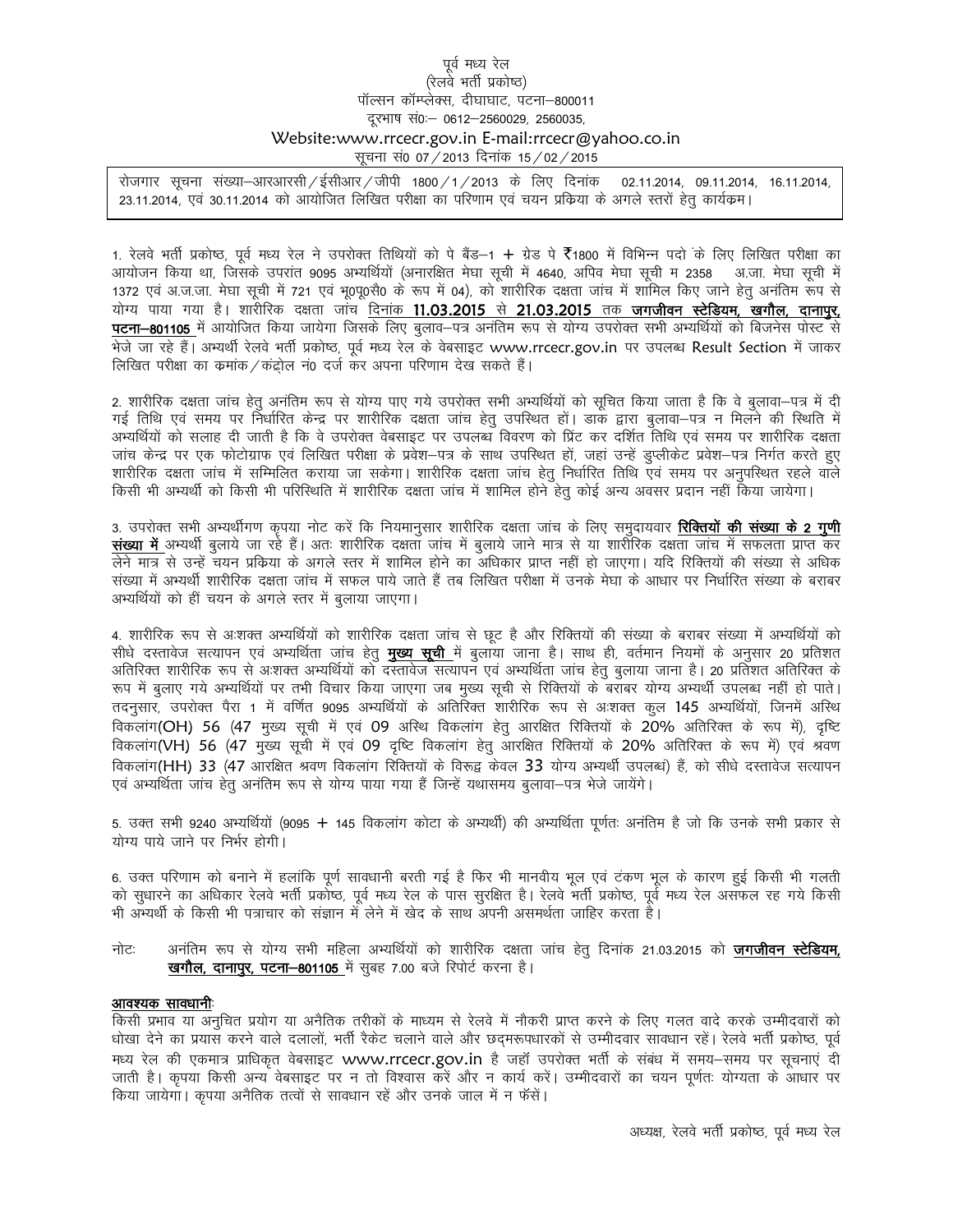पूर्व मध्य रेल
(रेलवे भर्ती प्रकोष्ठ)
पॉल्सन कॉम्प्लेक्स, दीघाघाट, पटना–800011
दूरभाष सं0:– 0612–2560029, 2560035,
Website:www.rrcecr.gov.in E-mail:rrcecr@yahoo.co.in
सूचना सं0 07/2013 दिनांक 15/02/2015

रोजगार सूचना संख्या–आरआरसी/ईसीआर/जीपी 1800/1/2013 के लिए दिनांक 02.11.2014, 09.11.2014, 16.11.2014, 23.11.2014, एवं 30.11.2014 को आयोजित लिखित परीक्षा का परिणाम एवं चयन प्रक्रिया के अगले स्तरों हेतु कार्यक्रम।

1. रेलवे भर्ती प्रकोष्ठ, पूर्व मध्य रेल ने उपरोक्त तिथियों को पे बैंड–1 + ग्रेड पे ₹1800 में विभिन्न पदो के लिए लिखित परीक्षा का आयोजन किया था, जिसके उपरांत 9095 अभ्यर्थियों (अनारक्षित मेघा सूची में 4640, अपिव मेघा सूची म 2358 अ.जा. मेघा सूची में 1372 एवं अ.ज.जा. मेधा सूची में 721 एवं भू0पू0सै0 के रूप में 04), को शारीरिक दक्षता जांच में शामिल किए जाने हेतु अनंतिम रूप से योग्य पाया गया है। शारीरिक दक्षता जांच **दिनांक 11.03.2015 से 21.03.2015** तक **जगजीवन स्टेडियम, खगौल, दानापुर, पटना–801105** में आयोजित किया जायेगा जिसके लिए बुलाव–पत्र अनंतिम रूप से योग्य उपरोक्त सभी अभ्यर्थियों को बिजनेस पोस्ट से भेजे जा रहे हैं। अभ्यर्थी रेलवे भर्ती प्रकोष्ठ, पूर्व मध्य रेल के वेबसाइट www.rrcecr.gov.in पर उपलब्ध Result Section में जाकर लिखित परीक्षा का कमांक/कंट्रोल नं0 दर्ज कर अपना परिणाम देख सकते हैं।

2. शारीरिक दक्षता जांच हेतु अनंतिम रूप से योग्य पाए गये उपरोक्त सभी अभ्यर्थियों को सूचित किया जाता है कि वे बुलावा–पत्र में दी गई तिथि एवं समय पर निर्धारित केन्द्र पर शारीरिक दक्षता जांच हेतु उपस्थित हों। डाक द्वारा बुलावा–पत्र न मिलने की स्थिति में अभ्यर्थियों को सलाह दी जाती है कि वे उपरोक्त वेबसाइट पर उपलब्ध विवरण को प्रिंट कर दर्शित तिथि एवं समय पर शारीरिक दक्षता जांच केन्द्र पर एक फोटोग्राफ एवं लिखित परीक्षा के प्रवेश–पत्र के साथ उपस्थित हों, जहां उन्हें डुप्लीकेट प्रवेश–पत्र निर्गत करते हुए शारीरिक दक्षता जांच में सम्मिलित कराया जा सकेगा। शारीरिक दक्षता जांच हेतु निर्धारित तिथि एवं समय पर अनुपस्थित रहले वाले किसी भी अभ्यर्थी को किसी भी परिस्थिति में शारीरिक दक्षता जांच में शामिल होने हेतु कोई अन्य अवसर प्रदान नहीं किया जायेगा।

3. उपरोक्त सभी अभ्यर्थीगण कृपया नोट करें कि नियमानुसार शारीरिक दक्षता जांच के लिए समुदायवार **रिक्तियों की संख्या के 2 गुणी संख्या में** अभ्यर्थी बुलाये जा रहे हैं। अतः शारीरिक दक्षता जांच में बुलाये जाने मात्र से या शारीरिक दक्षता जांच में सफलता प्राप्त कर लेने मात्र से उन्हें चयन प्रक्रिया के अगले स्तर में शामिल होने का अधिकार प्राप्त नहीं हो जाएगा। यदि रिक्तियों की संख्या से अधिक संख्या में अभ्यर्थी शारीरिक दक्षता जांच में सफल पाये जाते हैं तब लिखित परीक्षा में उनके मेघा के आधार पर निर्धारित संख्या के बराबर अभ्यर्थियों को हीं चयन के अगले स्तर में बुलाया जाएगा।

4. शारीरिक रूप से अःशक्त अभ्यर्थियों को शारीरिक दक्षता जांच से छूट है और रिक्तियों की संख्या के बराबर संख्या में अभ्यर्थियों को सीधे दस्तावेज सत्यापन एवं अभ्यर्थिता जांच हेतु **मुख्य सूची** में बुलाया जाना है। साथ ही, वर्तमान नियमों के अनुसार 20 प्रतिशत अतिरिक्त शारीरिक रूप से अःशक्त अभ्यर्थियों को दस्तावेज सत्यापन एवं अभ्यर्थिता जांच हेतु बुलाया जाना है। 20 प्रतिशत अतिरिक्त के रूप में बुलाए गये अभ्यर्थियों पर तभी विचार किया जाएगा जब मुख्य सूची से रिक्तियों के बराबर योग्य अभ्यर्थी उपलब्ध नहीं हो पाते। तदनुसार, उपरोक्त पैरा 1 में वर्णित 9095 अभ्यर्थियों के अतिरिक्त शारीरिक रूप से अःशक्त कुल 145 अभ्यर्थियों, जिनमें अस्थि विकलांग(OH) 56 (47 मुख्य सूची में एवं 09 अस्थि विकलांग हेतु आरक्षित रिक्तियों के 20% अतिरिक्त के रूप में), दृष्टि विकलांग(VH) 56 (47 मुख्य सूची में एवं 09 दृष्टि विकलांग हेतु आरक्षित रिक्तियों के 20% अतिरिक्त के रूप में) एवं श्रवण विकलांग(HH) 33 (47 आरक्षित श्रवण विकलांग रिक्तियों के विरूद्व केवल 33 योग्य अभ्यर्थी उपलब्ध) हैं, को सीधे दस्तावेज सत्यापन एवं अभ्यर्थिता जांच हेतु अनंतिम रूप से योग्य पाया गया हैं जिन्हें यथासमय बुलावा–पत्र भेजे जायेंगे।

5. उक्त सभी 9240 अभ्यर्थियों (9095 + 145 विकलांग कोटा के अभ्यर्थी) की अभ्यर्थिता पूर्णतः अनंतिम है जो कि उनके सभी प्रकार से योग्य पाये जाने पर निर्भर होगी।

6. उक्त परिणाम को बनाने में हलांकि पूर्ण सावधानी बरती गई है फिर भी मानवीय भूल एवं टंकण भूल के कारण हुई किसी भी गलती को सुधारने का अधिकार रेलवे भर्ती प्रकोष्ठ, पूर्व मध्य रेल के पास सुरक्षित है। रेलवे भर्ती प्रकोष्ठ, पूर्व मध्य रेल असफल रह गये किसी भी अभ्यर्थी के किसी भी पत्राचार को संज्ञान में लेने में खेद के साथ अपनी असमर्थता जाहिर करता है।

नोटः अनंतिम रूप से योग्य सभी महिला अभ्यर्थियों को शारीरिक दक्षता जांच हेतु दिनांक 21.03.2015 को **जगजीवन स्टेडियम, खगौल, दानापुर, पटना–801105** में सुबह 7.00 बजे रिपोर्ट करना है।

**आवश्यक सावधानी**:
किसी प्रभाव या अनुचित प्रयोग या अनैतिक तरीकों के माध्यम से रेलवे में नौकरी प्राप्त करने के लिए गलत वादे करके उम्मीदवारों को धोखा देने का प्रयास करने वाले दलालों, भर्ती रैकेट चलाने वाले और छद्मरूपधारकों से उम्मीदवार सावधान रहें। रेलवे भर्ती प्रकोष्ठ, पूर्व मध्य रेल की एकमात्र प्राधिकृत वेबसाइट www.rrcecr.gov.in है जहॉ उपरोक्त भर्ती के संबंध में समय–समय पर सूचनाएं दी जाती है। कृपया किसी अन्य वेबसाइट पर न तो विश्वास करें और न कार्य करें। उम्मीदवारों का चयन पूर्णतः योग्यता के आधार पर किया जायेगा। कृपया अनैतिक तत्वों से सावधान रहें और उनके जाल में न फॅसें।

अध्यक्ष, रेलवे भर्ती प्रकोष्ठ, पूर्व मध्य रेल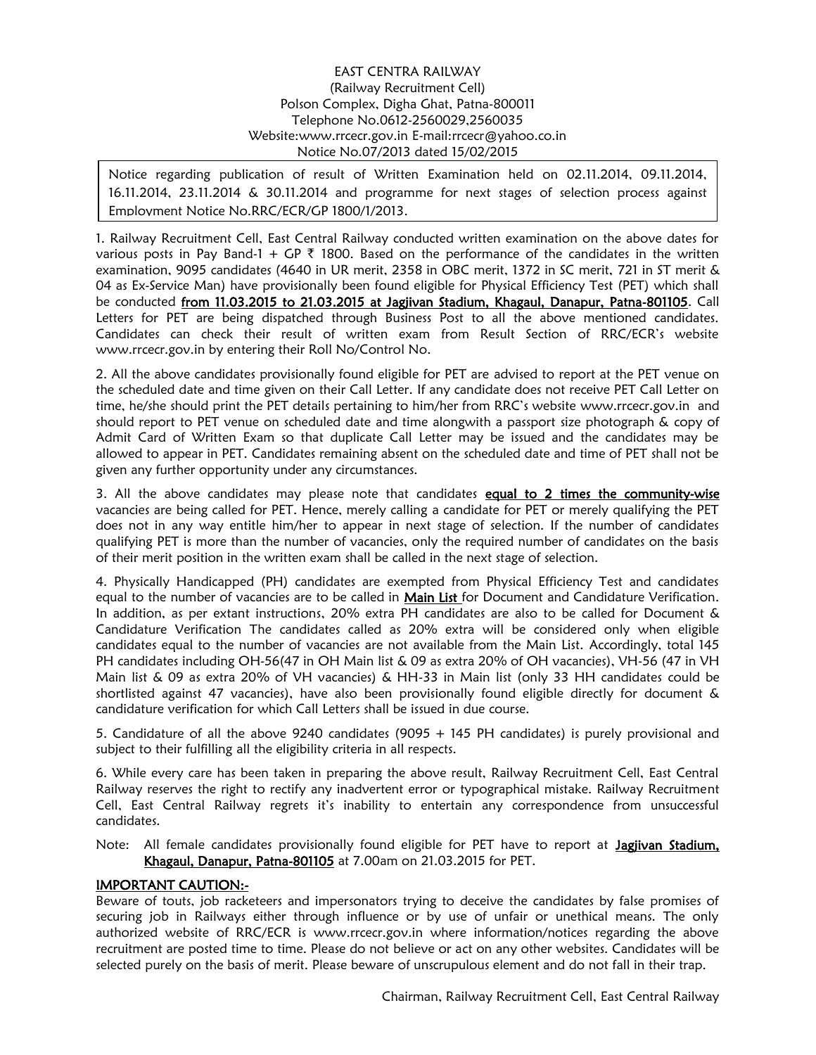EAST CENTRA RAILWAY
(Railway Recruitment Cell)
Polson Complex, Digha Ghat, Patna-800011
Telephone No.0612-2560029,2560035
Website:www.rrcecr.gov.in E-mail:rrcecr@yahoo.co.in
Notice No.07/2013 dated 15/02/2015

Notice regarding publication of result of Written Examination held on 02.11.2014, 09.11.2014, 16.11.2014, 23.11.2014 & 30.11.2014 and programme for next stages of selection process against Employment Notice No.RRC/ECR/GP 1800/1/2013.

1. Railway Recruitment Cell, East Central Railway conducted written examination on the above dates for various posts in Pay Band-1 + GP ₹ 1800. Based on the performance of the candidates in the written examination, 9095 candidates (4640 in UR merit, 2358 in OBC merit, 1372 in SC merit, 721 in ST merit & 04 as Ex-Service Man) have provisionally been found eligible for Physical Efficiency Test (PET) which shall be conducted **from 11.03.2015 to 21.03.2015 at Jagjivan Stadium, Khagaul, Danapur, Patna-801105**. Call Letters for PET are being dispatched through Business Post to all the above mentioned candidates. Candidates can check their result of written exam from Result Section of RRC/ECR's website www.rrcecr.gov.in by entering their Roll No/Control No.

2. All the above candidates provisionally found eligible for PET are advised to report at the PET venue on the scheduled date and time given on their Call Letter. If any candidate does not receive PET Call Letter on time, he/she should print the PET details pertaining to him/her from RRC's website www.rrcecr.gov.in and should report to PET venue on scheduled date and time alongwith a passport size photograph & copy of Admit Card of Written Exam so that duplicate Call Letter may be issued and the candidates may be allowed to appear in PET. Candidates remaining absent on the scheduled date and time of PET shall not be given any further opportunity under any circumstances.

3. All the above candidates may please note that candidates **equal to 2 times the community-wise** vacancies are being called for PET. Hence, merely calling a candidate for PET or merely qualifying the PET does not in any way entitle him/her to appear in next stage of selection. If the number of candidates qualifying PET is more than the number of vacancies, only the required number of candidates on the basis of their merit position in the written exam shall be called in the next stage of selection.

4. Physically Handicapped (PH) candidates are exempted from Physical Efficiency Test and candidates equal to the number of vacancies are to be called in **Main List** for Document and Candidature Verification. In addition, as per extant instructions, 20% extra PH candidates are also to be called for Document & Candidature Verification The candidates called as 20% extra will be considered only when eligible candidates equal to the number of vacancies are not available from the Main List. Accordingly, total 145 PH candidates including OH-56(47 in OH Main list & 09 as extra 20% of OH vacancies), VH-56 (47 in VH Main list & 09 as extra 20% of VH vacancies) & HH-33 in Main list (only 33 HH candidates could be shortlisted against 47 vacancies), have also been provisionally found eligible directly for document & candidature verification for which Call Letters shall be issued in due course.

5. Candidature of all the above 9240 candidates (9095 + 145 PH candidates) is purely provisional and subject to their fulfilling all the eligibility criteria in all respects.

6. While every care has been taken in preparing the above result, Railway Recruitment Cell, East Central Railway reserves the right to rectify any inadvertent error or typographical mistake. Railway Recruitment Cell, East Central Railway regrets it's inability to entertain any correspondence from unsuccessful candidates.

Note: All female candidates provisionally found eligible for PET have to report at **Jagjivan Stadium, Khagaul, Danapur, Patna-801105** at 7.00am on 21.03.2015 for PET.

**IMPORTANT CAUTION:-**

Beware of touts, job racketeers and impersonators trying to deceive the candidates by false promises of securing job in Railways either through influence or by use of unfair or unethical means. The only authorized website of RRC/ECR is www.rrcecr.gov.in where information/notices regarding the above recruitment are posted time to time. Please do not believe or act on any other websites. Candidates will be selected purely on the basis of merit. Please beware of unscrupulous element and do not fall in their trap.

Chairman, Railway Recruitment Cell, East Central Railway